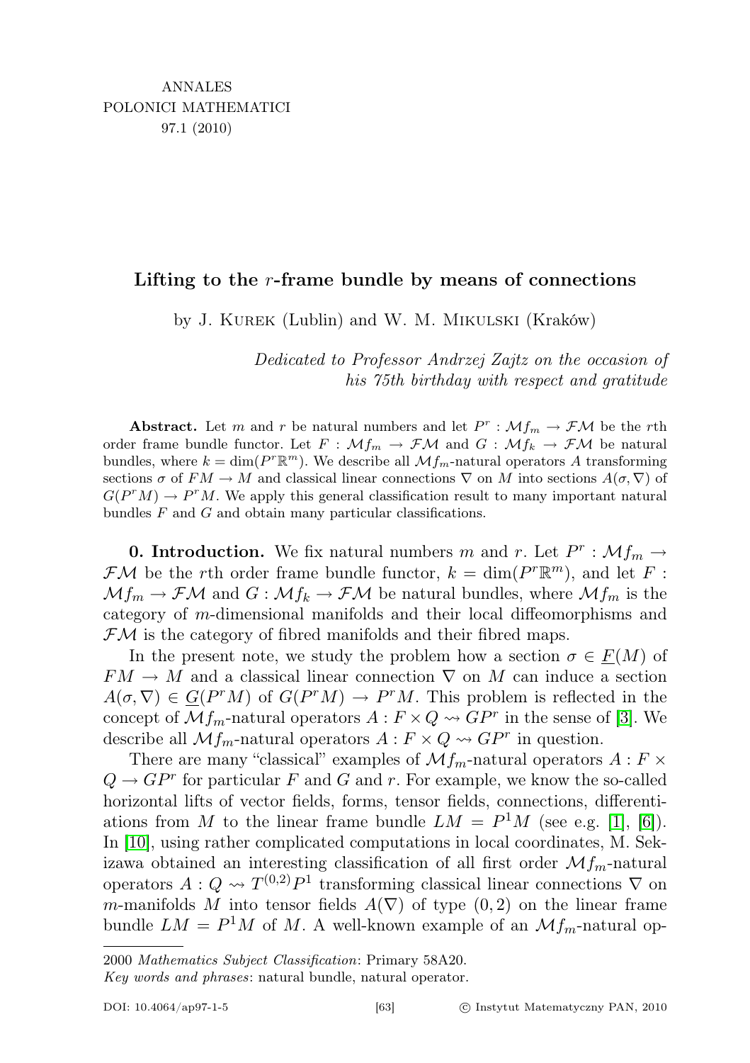# Lifting to the $r$-frame bundle by means of connections

by J. Kurek (Lublin) and W. M. Mikulski (Kraków)

*Dedicated to Professor Andrzej Zajtz on the occasion of his 75th birthday with respect and gratitude*

**Abstract.** Let $m$ and $r$ be natural numbers and let $P^r : \mathcal{M}f_m \to \mathcal{FM}$ be the $r$th order frame bundle functor. Let $F : \mathcal{M}f_m \to \mathcal{FM}$ and $G : \mathcal{M}f_k \to \mathcal{FM}$ be natural bundles, where $k = \dim(P^r\mathbb{R}^m)$. We describe all $\mathcal{M}f_m$-natural operators $A$ transforming sections $\sigma$ of $FM \to M$ and classical linear connections $\nabla$ on $M$ into sections $A(\sigma,\nabla)$ of $G(P^rM) \to P^rM$. We apply this general classification result to many important natural bundles $F$ and $G$ and obtain many particular classifications.

**0. Introduction.** We fix natural numbers $m$ and $r$. Let $P^r : \mathcal{M}f_m \to \mathcal{FM}$ be the $r$th order frame bundle functor, $k = \dim(P^r\mathbb{R}^m)$, and let $F : \mathcal{M}f_m \to \mathcal{FM}$ and $G : \mathcal{M}f_k \to \mathcal{FM}$ be natural bundles, where $\mathcal{M}f_m$ is the category of $m$-dimensional manifolds and their local diffeomorphisms and $\mathcal{FM}$ is the category of fibred manifolds and their fibred maps.

In the present note, we study the problem how a section $\sigma \in \underline{F}(M)$ of $FM \to M$ and a classical linear connection $\nabla$ on $M$ can induce a section $A(\sigma,\nabla) \in \underline{G}(P^rM)$ of $G(P^rM) \to P^rM$. This problem is reflected in the concept of $\mathcal{M}f_m$-natural operators $A : F \times Q \rightsquigarrow GP^r$ in the sense of [3]. We describe all $\mathcal{M}f_m$-natural operators $A : F \times Q \rightsquigarrow GP^r$ in question.

There are many "classical" examples of $\mathcal{M}f_m$-natural operators $A : F \times Q \to GP^r$ for particular $F$ and $G$ and $r$. For example, we know the so-called horizontal lifts of vector fields, forms, tensor fields, connections, differentiations from $M$ to the linear frame bundle $LM = P^1M$ (see e.g. [1], [6]). In [10], using rather complicated computations in local coordinates, M. Sekizawa obtained an interesting classification of all first order $\mathcal{M}f_m$-natural operators $A : Q \rightsquigarrow T^{(0,2)}P^1$ transforming classical linear connections $\nabla$ on $m$-manifolds $M$ into tensor fields $A(\nabla)$ of type $(0,2)$ on the linear frame bundle $LM = P^1M$ of $M$. A well-known example of an $\mathcal{M}f_m$-natural op-

2000 *Mathematics Subject Classification*: Primary 58A20.

*Key words and phrases*: natural bundle, natural operator.

DOI: 10.4064/ap97-1-5 © Instytut Matematyczny PAN, 2010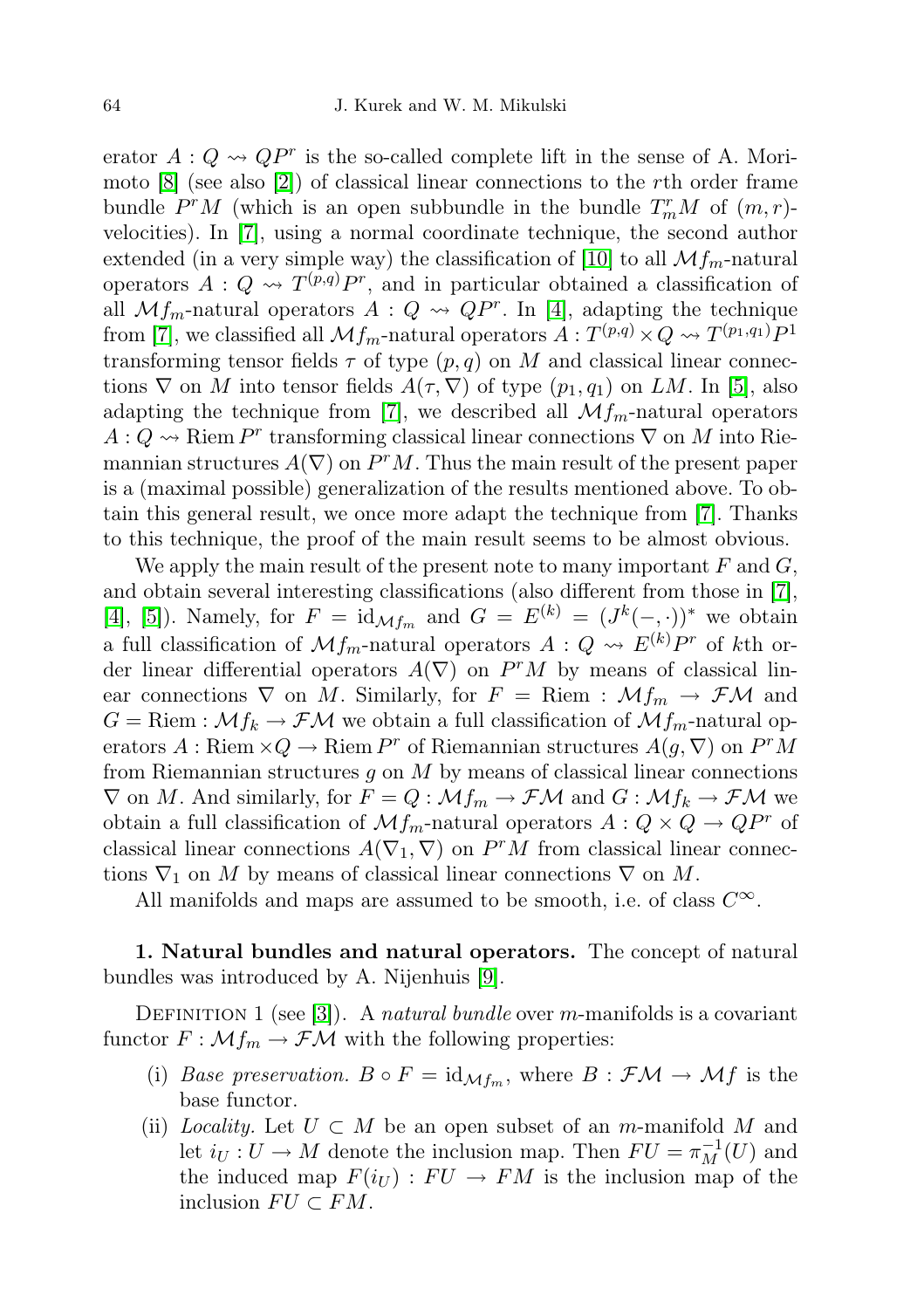erator $A : Q \rightsquigarrow QP^r$ is the so-called complete lift in the sense of A. Morimoto [8] (see also [2]) of classical linear connections to the $r$th order frame bundle $P^rM$ (which is an open subbundle in the bundle $T^r_mM$ of $(m,r)$-velocities). In [7], using a normal coordinate technique, the second author extended (in a very simple way) the classification of [10] to all $\mathcal{M}f_m$-natural operators $A : Q \rightsquigarrow T^{(p,q)}P^r$, and in particular obtained a classification of all $\mathcal{M}f_m$-natural operators $A : Q \rightsquigarrow QP^r$. In [4], adapting the technique from [7], we classified all $\mathcal{M}f_m$-natural operators $A : T^{(p,q)} \times Q \rightsquigarrow T^{(p_1,q_1)}P^1$ transforming tensor fields $\tau$ of type $(p,q)$ on $M$ and classical linear connections $\nabla$ on $M$ into tensor fields $A(\tau,\nabla)$ of type $(p_1,q_1)$ on $LM$. In [5], also adapting the technique from [7], we described all $\mathcal{M}f_m$-natural operators $A : Q \rightsquigarrow \mathrm{Riem}\, P^r$ transforming classical linear connections $\nabla$ on $M$ into Riemannian structures $A(\nabla)$ on $P^rM$. Thus the main result of the present paper is a (maximal possible) generalization of the results mentioned above. To obtain this general result, we once more adapt the technique from [7]. Thanks to this technique, the proof of the main result seems to be almost obvious.

We apply the main result of the present note to many important $F$ and $G$, and obtain several interesting classifications (also different from those in [7], [4], [5]). Namely, for $F = \mathrm{id}_{\mathcal{M}f_m}$ and $G = E^{(k)} = (J^k(-,\cdot))^*$ we obtain a full classification of $\mathcal{M}f_m$-natural operators $A : Q \rightsquigarrow E^{(k)}P^r$ of $k$th order linear differential operators $A(\nabla)$ on $P^rM$ by means of classical linear connections $\nabla$ on $M$. Similarly, for $F = \mathrm{Riem} : \mathcal{M}f_m \to \mathcal{FM}$ and $G = \mathrm{Riem} : \mathcal{M}f_k \to \mathcal{FM}$ we obtain a full classification of $\mathcal{M}f_m$-natural operators $A : \mathrm{Riem} \times Q \to \mathrm{Riem}\, P^r$ of Riemannian structures $A(g,\nabla)$ on $P^rM$ from Riemannian structures $g$ on $M$ by means of classical linear connections $\nabla$ on $M$. And similarly, for $F = Q : \mathcal{M}f_m \to \mathcal{FM}$ and $G : \mathcal{M}f_k \to \mathcal{FM}$ we obtain a full classification of $\mathcal{M}f_m$-natural operators $A : Q \times Q \to QP^r$ of classical linear connections $A(\nabla_1,\nabla)$ on $P^rM$ from classical linear connections $\nabla_1$ on $M$ by means of classical linear connections $\nabla$ on $M$.

All manifolds and maps are assumed to be smooth, i.e. of class $C^\infty$.

**1. Natural bundles and natural operators.** The concept of natural bundles was introduced by A. Nijenhuis [9].

Definition 1 (see [3]). A *natural bundle* over $m$-manifolds is a covariant functor $F : \mathcal{M}f_m \to \mathcal{FM}$ with the following properties:

- (i) *Base preservation.* $B \circ F = \mathrm{id}_{\mathcal{M}f_m}$, where $B : \mathcal{FM} \to \mathcal{M}f$ is the base functor.
- (ii) *Locality.* Let $U \subset M$ be an open subset of an $m$-manifold $M$ and let $i_U : U \to M$ denote the inclusion map. Then $FU = \pi_M^{-1}(U)$ and the induced map $F(i_U) : FU \to FM$ is the inclusion map of the inclusion $FU \subset FM$.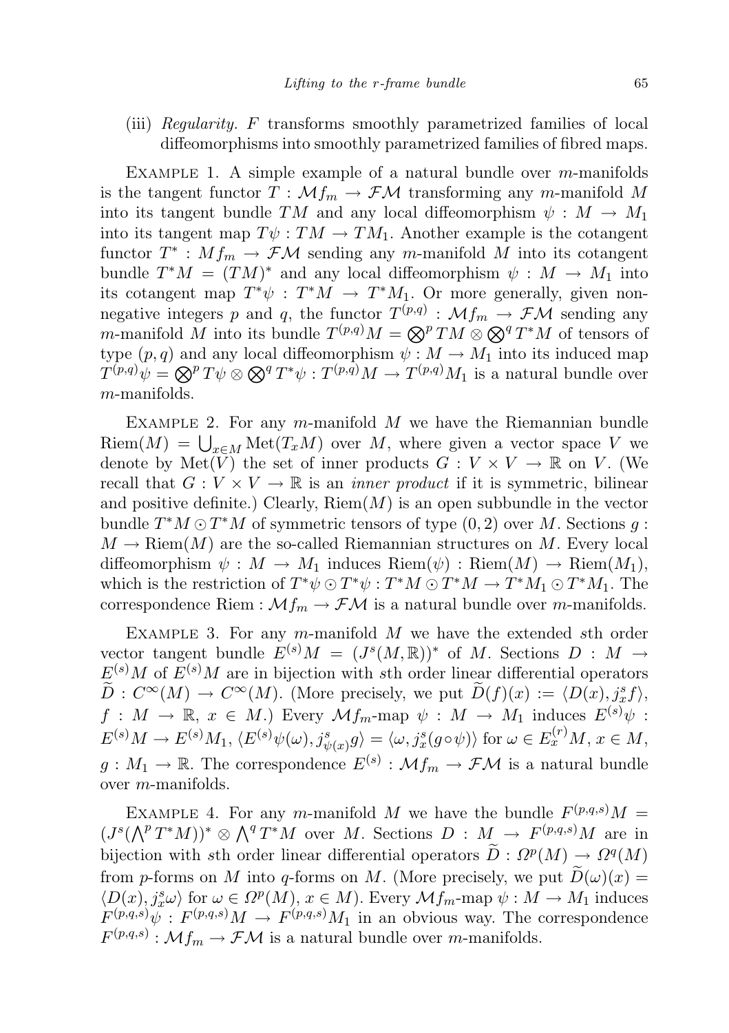(iii) *Regularity.* $F$ transforms smoothly parametrized families of local diffeomorphisms into smoothly parametrized families of fibred maps.

Example 1. A simple example of a natural bundle over $m$-manifolds is the tangent functor $T : \mathcal{M}f_m \to \mathcal{FM}$ transforming any $m$-manifold $M$ into its tangent bundle $TM$ and any local diffeomorphism $\psi : M \to M_1$ into its tangent map $T\psi : TM \to TM_1$. Another example is the cotangent functor $T^* : Mf_m \to \mathcal{FM}$ sending any $m$-manifold $M$ into its cotangent bundle $T^*M = (TM)^*$ and any local diffeomorphism $\psi : M \to M_1$ into its cotangent map $T^*\psi : T^*M \to T^*M_1$. Or more generally, given non-negative integers $p$ and $q$, the functor $T^{(p,q)} : \mathcal{M}f_m \to \mathcal{FM}$ sending any $m$-manifold $M$ into its bundle $T^{(p,q)}M = \bigotimes^p TM \otimes \bigotimes^q T^*M$ of tensors of type $(p,q)$ and any local diffeomorphism $\psi : M \to M_1$ into its induced map $T^{(p,q)}\psi = \bigotimes^p T\psi \otimes \bigotimes^q T^*\psi : T^{(p,q)}M \to T^{(p,q)}M_1$ is a natural bundle over $m$-manifolds.

Example 2. For any $m$-manifold $M$ we have the Riemannian bundle $\mathrm{Riem}(M) = \bigcup_{x\in M} \mathrm{Met}(T_xM)$ over $M$, where given a vector space $V$ we denote by $\mathrm{Met}(V)$ the set of inner products $G : V \times V \to \mathbb{R}$ on $V$. (We recall that $G : V \times V \to \mathbb{R}$ is an *inner product* if it is symmetric, bilinear and positive definite.) Clearly, $\mathrm{Riem}(M)$ is an open subbundle in the vector bundle $T^*M \odot T^*M$ of symmetric tensors of type $(0,2)$ over $M$. Sections $g : M \to \mathrm{Riem}(M)$ are the so-called Riemannian structures on $M$. Every local diffeomorphism $\psi : M \to M_1$ induces $\mathrm{Riem}(\psi) : \mathrm{Riem}(M) \to \mathrm{Riem}(M_1)$, which is the restriction of $T^*\psi \odot T^*\psi : T^*M \odot T^*M \to T^*M_1 \odot T^*M_1$. The correspondence $\mathrm{Riem} : \mathcal{M}f_m \to \mathcal{FM}$ is a natural bundle over $m$-manifolds.

Example 3. For any $m$-manifold $M$ we have the extended $s$th order vector tangent bundle $E^{(s)}M = (J^s(M,\mathbb{R}))^*$ of $M$. Sections $D : M \to E^{(s)}M$ of $E^{(s)}M$ are in bijection with $s$th order linear differential operators $\widetilde{D} : C^\infty(M) \to C^\infty(M)$. (More precisely, we put $\widetilde{D}(f)(x) := \langle D(x), j^s_x f\rangle$, $f : M \to \mathbb{R}$, $x \in M$.) Every $\mathcal{M}f_m$-map $\psi : M \to M_1$ induces $E^{(s)}\psi : E^{(s)}M \to E^{(s)}M_1$, $\langle E^{(s)}\psi(\omega), j^s_{\psi(x)}g\rangle = \langle \omega, j^s_x(g\circ\psi)\rangle$ for $\omega \in E^{(r)}_x M$, $x \in M$, $g : M_1 \to \mathbb{R}$. The correspondence $E^{(s)} : \mathcal{M}f_m \to \mathcal{FM}$ is a natural bundle over $m$-manifolds.

Example 4. For any $m$-manifold $M$ we have the bundle $F^{(p,q,s)}M = (J^s(\bigwedge^p T^*M))^* \otimes \bigwedge^q T^*M$ over $M$. Sections $D : M \to F^{(p,q,s)}M$ are in bijection with $s$th order linear differential operators $\widetilde{D} : \Omega^p(M) \to \Omega^q(M)$ from $p$-forms on $M$ into $q$-forms on $M$. (More precisely, we put $\widetilde{D}(\omega)(x) = \langle D(x), j^s_x\omega\rangle$ for $\omega \in \Omega^p(M)$, $x \in M$). Every $\mathcal{M}f_m$-map $\psi : M \to M_1$ induces $F^{(p,q,s)}\psi : F^{(p,q,s)}M \to F^{(p,q,s)}M_1$ in an obvious way. The correspondence $F^{(p,q,s)} : \mathcal{M}f_m \to \mathcal{FM}$ is a natural bundle over $m$-manifolds.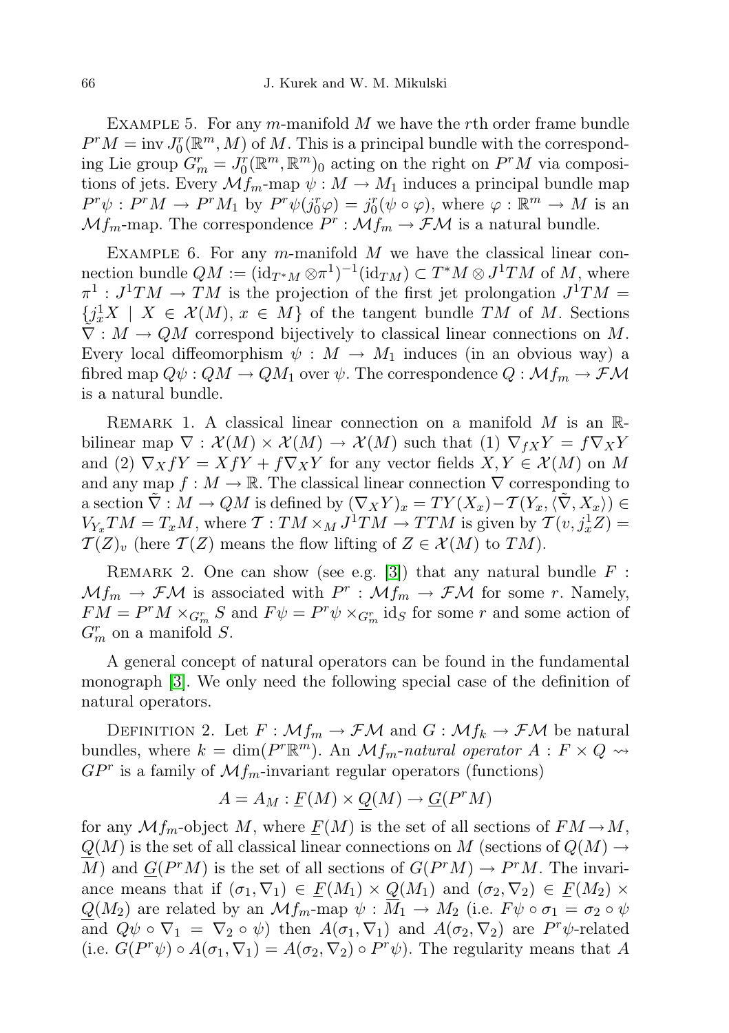EXAMPLE 5. For any $m$-manifold $M$ we have the $r$th order frame bundle $P^rM = \operatorname{inv} J^r_0(\mathbb{R}^m, M)$ of $M$. This is a principal bundle with the corresponding Lie group $G^r_m = J^r_0(\mathbb{R}^m, \mathbb{R}^m)_0$ acting on the right on $P^rM$ via compositions of jets. Every $\mathcal{M}f_m$-map $\psi : M \to M_1$ induces a principal bundle map $P^r\psi : P^rM \to P^rM_1$ by $P^r\psi(j^r_0\varphi) = j^r_0(\psi \circ \varphi)$, where $\varphi : \mathbb{R}^m \to M$ is an $\mathcal{M}f_m$-map. The correspondence $P^r : \mathcal{M}f_m \to \mathcal{FM}$ is a natural bundle.

EXAMPLE 6. For any $m$-manifold $M$ we have the classical linear connection bundle $QM := (\mathrm{id}_{T^*M} \otimes \pi^1)^{-1}(\mathrm{id}_{TM}) \subset T^*M \otimes J^1TM$ of $M$, where $\pi^1 : J^1TM \to TM$ is the projection of the first jet prolongation $J^1TM = \{j^1_xX \mid X \in \mathcal{X}(M), x \in M\}$ of the tangent bundle $TM$ of $M$. Sections $\tilde{\nabla} : M \to QM$ correspond bijectively to classical linear connections on $M$. Every local diffeomorphism $\psi : M \to M_1$ induces (in an obvious way) a fibred map $Q\psi : QM \to QM_1$ over $\psi$. The correspondence $Q : \mathcal{M}f_m \to \mathcal{FM}$ is a natural bundle.

REMARK 1. A classical linear connection on a manifold $M$ is an $\mathbb{R}$-bilinear map $\nabla : \mathcal{X}(M) \times \mathcal{X}(M) \to \mathcal{X}(M)$ such that (1) $\nabla_{fX}Y = f\nabla_XY$ and (2) $\nabla_X fY = XfY + f\nabla_XY$ for any vector fields $X, Y \in \mathcal{X}(M)$ on $M$ and any map $f : M \to \mathbb{R}$. The classical linear connection $\nabla$ corresponding to a section $\tilde{\nabla} : M \to QM$ is defined by $(\nabla_XY)_x = TY(X_x) - \mathcal{T}(Y_x, \langle \tilde{\nabla}, X_x\rangle) \in V_{Y_x}TM = T_xM$, where $\mathcal{T} : TM \times_M J^1TM \to TTM$ is given by $\mathcal{T}(v, j^1_xZ) = \mathcal{T}(Z)_v$ (here $\mathcal{T}(Z)$ means the flow lifting of $Z \in \mathcal{X}(M)$ to $TM$).

REMARK 2. One can show (see e.g. [3]) that any natural bundle $F : \mathcal{M}f_m \to \mathcal{FM}$ is associated with $P^r : \mathcal{M}f_m \to \mathcal{FM}$ for some $r$. Namely, $FM = P^rM \times_{G^r_m} S$ and $F\psi = P^r\psi \times_{G^r_m} \mathrm{id}_S$ for some $r$ and some action of $G^r_m$ on a manifold $S$.

A general concept of natural operators can be found in the fundamental monograph [3]. We only need the following special case of the definition of natural operators.

DEFINITION 2. Let $F : \mathcal{M}f_m \to \mathcal{FM}$ and $G : \mathcal{M}f_k \to \mathcal{FM}$ be natural bundles, where $k = \dim(P^r\mathbb{R}^m)$. An *$\mathcal{M}f_m$-natural operator* $A : F \times Q \rightsquigarrow GP^r$ is a family of $\mathcal{M}f_m$-invariant regular operators (functions)

$$A = A_M : \underline{F}(M) \times \underline{Q}(M) \to \underline{G}(P^rM)$$

for any $\mathcal{M}f_m$-object $M$, where $\underline{F}(M)$ is the set of all sections of $FM \to M$, $\underline{Q}(M)$ is the set of all classical linear connections on $M$ (sections of $Q(M) \to M$) and $\underline{G}(P^rM)$ is the set of all sections of $G(P^rM) \to P^rM$. The invariance means that if $(\sigma_1, \nabla_1) \in \underline{F}(M_1) \times \underline{Q}(M_1)$ and $(\sigma_2, \nabla_2) \in \underline{F}(M_2) \times \underline{Q}(M_2)$ are related by an $\mathcal{M}f_m$-map $\psi : M_1 \to M_2$ (i.e. $F\psi \circ \sigma_1 = \sigma_2 \circ \psi$ and $Q\psi \circ \nabla_1 = \nabla_2 \circ \psi$) then $A(\sigma_1, \nabla_1)$ and $A(\sigma_2, \nabla_2)$ are $P^r\psi$-related (i.e. $G(P^r\psi) \circ A(\sigma_1, \nabla_1) = A(\sigma_2, \nabla_2) \circ P^r\psi$). The regularity means that $A$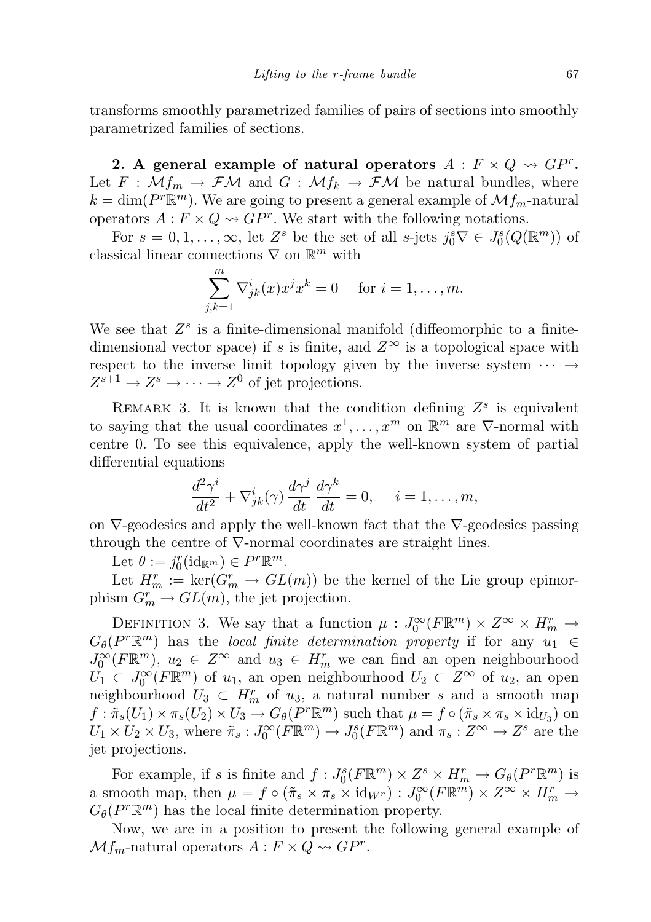transforms smoothly parametrized families of pairs of sections into smoothly parametrized families of sections.

**2. A general example of natural operators $A : F \times Q \rightsquigarrow GP^r$.** Let $F : \mathcal{M}f_m \to \mathcal{FM}$ and $G : \mathcal{M}f_k \to \mathcal{FM}$ be natural bundles, where $k = \dim(P^r\mathbb{R}^m)$. We are going to present a general example of $\mathcal{M}f_m$-natural operators $A : F \times Q \rightsquigarrow GP^r$. We start with the following notations.

For $s = 0, 1, \ldots, \infty$, let $Z^s$ be the set of all $s$-jets $j^s_0\nabla \in J^s_0(Q(\mathbb{R}^m))$ of classical linear connections $\nabla$ on $\mathbb{R}^m$ with

$$\sum_{j,k=1}^{m} \nabla^i_{jk}(x)x^j x^k = 0 \quad \text{ for } i = 1, \ldots, m.$$

We see that $Z^s$ is a finite-dimensional manifold (diffeomorphic to a finite-dimensional vector space) if $s$ is finite, and $Z^\infty$ is a topological space with respect to the inverse limit topology given by the inverse system $\cdots \to Z^{s+1} \to Z^s \to \cdots \to Z^0$ of jet projections.

Remark 3. It is known that the condition defining $Z^s$ is equivalent to saying that the usual coordinates $x^1, \ldots, x^m$ on $\mathbb{R}^m$ are $\nabla$-normal with centre 0. To see this equivalence, apply the well-known system of partial differential equations

$$\frac{d^2\gamma^i}{dt^2} + \nabla^i_{jk}(\gamma)\,\frac{d\gamma^j}{dt}\,\frac{d\gamma^k}{dt} = 0, \quad i = 1, \ldots, m,$$

on $\nabla$-geodesics and apply the well-known fact that the $\nabla$-geodesics passing through the centre of $\nabla$-normal coordinates are straight lines.

Let $\theta := j^r_0(\mathrm{id}_{\mathbb{R}^m}) \in P^r\mathbb{R}^m$.

Let $H^r_m := \ker(G^r_m \to GL(m))$ be the kernel of the Lie group epimorphism $G^r_m \to GL(m)$, the jet projection.

Definition 3. We say that a function $\mu : J^\infty_0(F\mathbb{R}^m) \times Z^\infty \times H^r_m \to G_\theta(P^r\mathbb{R}^m)$ has the *local finite determination property* if for any $u_1 \in J^\infty_0(F\mathbb{R}^m)$, $u_2 \in Z^\infty$ and $u_3 \in H^r_m$ we can find an open neighbourhood $U_1 \subset J^\infty_0(F\mathbb{R}^m)$ of $u_1$, an open neighbourhood $U_2 \subset Z^\infty$ of $u_2$, an open neighbourhood $U_3 \subset H^r_m$ of $u_3$, a natural number $s$ and a smooth map $f : \tilde{\pi}_s(U_1) \times \pi_s(U_2) \times U_3 \to G_\theta(P^r\mathbb{R}^m)$ such that $\mu = f \circ (\tilde{\pi}_s \times \pi_s \times \mathrm{id}_{U_3})$ on $U_1 \times U_2 \times U_3$, where $\tilde{\pi}_s : J^\infty_0(F\mathbb{R}^m) \to J^s_0(F\mathbb{R}^m)$ and $\pi_s : Z^\infty \to Z^s$ are the jet projections.

For example, if $s$ is finite and $f : J^s_0(F\mathbb{R}^m) \times Z^s \times H^r_m \to G_\theta(P^r\mathbb{R}^m)$ is a smooth map, then $\mu = f \circ (\tilde{\pi}_s \times \pi_s \times \mathrm{id}_{W^r}) : J^\infty_0(F\mathbb{R}^m) \times Z^\infty \times H^r_m \to G_\theta(P^r\mathbb{R}^m)$ has the local finite determination property.

Now, we are in a position to present the following general example of $\mathcal{M}f_m$-natural operators $A : F \times Q \rightsquigarrow GP^r$.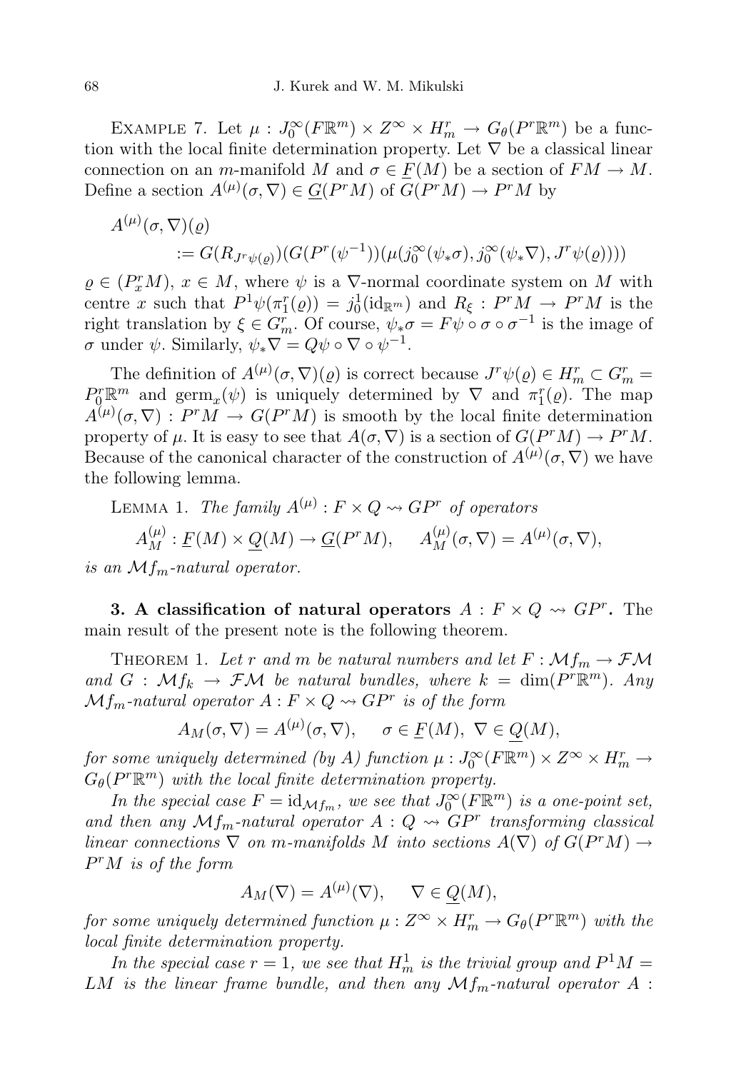Example 7. Let $\mu : J_0^\infty(F\mathbb{R}^m) \times Z^\infty \times H_m^r \to G_\theta(P^r\mathbb{R}^m)$ be a function with the local finite determination property. Let $\nabla$ be a classical linear connection on an $m$-manifold $M$ and $\sigma \in \underline{F}(M)$ be a section of $FM \to M$. Define a section $A^{(\mu)}(\sigma, \nabla) \in \underline{G}(P^rM)$ of $G(P^rM) \to P^rM$ by

$$A^{(\mu)}(\sigma, \nabla)(\varrho) := G(R_{J^r\psi(\varrho)})(G(P^r(\psi^{-1}))(\mu(j_0^\infty(\psi_*\sigma), j_0^\infty(\psi_*\nabla), J^r\psi(\varrho))))$$

$\varrho \in (P_x^rM)$, $x \in M$, where $\psi$ is a $\nabla$-normal coordinate system on $M$ with centre $x$ such that $P^1\psi(\pi_1^r(\varrho)) = j_0^1(\mathrm{id}_{\mathbb{R}^m})$ and $R_\xi : P^rM \to P^rM$ is the right translation by $\xi \in G_m^r$. Of course, $\psi_*\sigma = F\psi \circ \sigma \circ \sigma^{-1}$ is the image of $\sigma$ under $\psi$. Similarly, $\psi_*\nabla = Q\psi \circ \nabla \circ \psi^{-1}$.

The definition of $A^{(\mu)}(\sigma, \nabla)(\varrho)$ is correct because $J^r\psi(\varrho) \in H_m^r \subset G_m^r = P_0^r\mathbb{R}^m$ and $\mathrm{germ}_x(\psi)$ is uniquely determined by $\nabla$ and $\pi_1^r(\varrho)$. The map $A^{(\mu)}(\sigma, \nabla) : P^rM \to G(P^rM)$ is smooth by the local finite determination property of $\mu$. It is easy to see that $A(\sigma, \nabla)$ is a section of $G(P^rM) \to P^rM$. Because of the canonical character of the construction of $A^{(\mu)}(\sigma, \nabla)$ we have the following lemma.

Lemma 1. *The family $A^{(\mu)} : F \times Q \rightsquigarrow GP^r$ of operators*

$$A_M^{(\mu)} : \underline{F}(M) \times \underline{Q}(M) \to \underline{G}(P^rM), \qquad A_M^{(\mu)}(\sigma, \nabla) = A^{(\mu)}(\sigma, \nabla),$$

*is an $\mathcal{M}f_m$-natural operator.*

**3. A classification of natural operators $A : F \times Q \rightsquigarrow GP^r$.** The main result of the present note is the following theorem.

Theorem 1. *Let $r$ and $m$ be natural numbers and let $F : \mathcal{M}f_m \to \mathcal{FM}$ and $G : \mathcal{M}f_k \to \mathcal{FM}$ be natural bundles, where $k = \dim(P^r\mathbb{R}^m)$. Any $\mathcal{M}f_m$-natural operator $A : F \times Q \rightsquigarrow GP^r$ is of the form*

$$A_M(\sigma, \nabla) = A^{(\mu)}(\sigma, \nabla), \qquad \sigma \in \underline{F}(M),\ \nabla \in \underline{Q}(M),$$

*for some uniquely determined (by $A$) function $\mu : J_0^\infty(F\mathbb{R}^m) \times Z^\infty \times H_m^r \to G_\theta(P^r\mathbb{R}^m)$ with the local finite determination property.*

*In the special case $F = \mathrm{id}_{\mathcal{M}f_m}$, we see that $J_0^\infty(F\mathbb{R}^m)$ is a one-point set, and then any $\mathcal{M}f_m$-natural operator $A : Q \rightsquigarrow GP^r$ transforming classical linear connections $\nabla$ on $m$-manifolds $M$ into sections $A(\nabla)$ of $G(P^rM) \to P^rM$ is of the form*

$$A_M(\nabla) = A^{(\mu)}(\nabla), \qquad \nabla \in \underline{Q}(M),$$

*for some uniquely determined function $\mu : Z^\infty \times H_m^r \to G_\theta(P^r\mathbb{R}^m)$ with the local finite determination property.*

*In the special case $r = 1$, we see that $H_m^1$ is the trivial group and $P^1M = LM$ is the linear frame bundle, and then any $\mathcal{M}f_m$-natural operator $A$ :*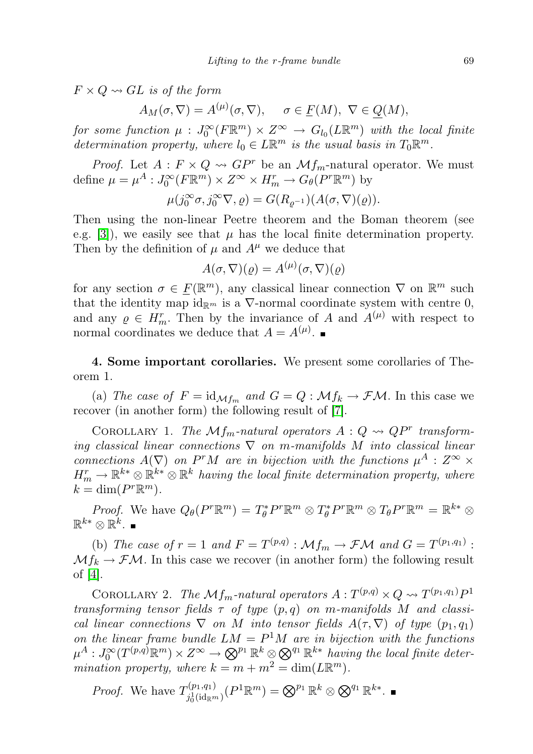$F \times Q \rightsquigarrow GL$ *is of the form*

$$A_M(\sigma, \nabla) = A^{(\mu)}(\sigma, \nabla), \quad \sigma \in \underline{F}(M),\ \nabla \in \underline{Q}(M),$$

*for some function* $\mu : J_0^\infty(F\mathbb{R}^m) \times Z^\infty \to G_{l_0}(L\mathbb{R}^m)$ *with the local finite determination property, where* $l_0 \in L\mathbb{R}^m$ *is the usual basis in* $T_0\mathbb{R}^m$.

*Proof.* Let $A : F \times Q \rightsquigarrow GP^r$ be an $\mathcal{M}f_m$-natural operator. We must define $\mu = \mu^A : J_0^\infty(F\mathbb{R}^m) \times Z^\infty \times H_m^r \to G_\theta(P^r\mathbb{R}^m)$ by

$$\mu(j_0^\infty\sigma, j_0^\infty\nabla, \varrho) = G(R_{\varrho^{-1}})(A(\sigma, \nabla)(\varrho)).$$

Then using the non-linear Peetre theorem and the Boman theorem (see e.g. [3]), we easily see that $\mu$ has the local finite determination property. Then by the definition of $\mu$ and $A^\mu$ we deduce that

$$A(\sigma, \nabla)(\varrho) = A^{(\mu)}(\sigma, \nabla)(\varrho)$$

for any section $\sigma \in \underline{F}(\mathbb{R}^m)$, any classical linear connection $\nabla$ on $\mathbb{R}^m$ such that the identity map $\mathrm{id}_{\mathbb{R}^m}$ is a $\nabla$-normal coordinate system with centre 0, and any $\varrho \in H_m^r$. Then by the invariance of $A$ and $A^{(\mu)}$ with respect to normal coordinates we deduce that $A = A^{(\mu)}$. ∎

**4. Some important corollaries.** We present some corollaries of Theorem 1.

(a) *The case of* $F = \mathrm{id}_{\mathcal{M}f_m}$ *and* $G = Q : \mathcal{M}f_k \to \mathcal{FM}$. In this case we recover (in another form) the following result of [7].

Corollary 1. *The* $\mathcal{M}f_m$*-natural operators* $A : Q \rightsquigarrow QP^r$ *transforming classical linear connections* $\nabla$ *on* $m$*-manifolds* $M$ *into classical linear connections* $A(\nabla)$ *on* $P^rM$ *are in bijection with the functions* $\mu^A : Z^\infty \times H_m^r \to \mathbb{R}^{k*} \otimes \mathbb{R}^{k*} \otimes \mathbb{R}^k$ *having the local finite determination property, where* $k = \dim(P^r\mathbb{R}^m)$.

*Proof.* We have $Q_\theta(P^r\mathbb{R}^m) = T_\theta^*P^r\mathbb{R}^m \otimes T_\theta^*P^r\mathbb{R}^m \otimes T_\theta P^r\mathbb{R}^m = \mathbb{R}^{k*} \otimes \mathbb{R}^{k*} \otimes \mathbb{R}^k$. ∎

(b) *The case of* $r = 1$ *and* $F = T^{(p,q)} : \mathcal{M}f_m \to \mathcal{FM}$ *and* $G = T^{(p_1,q_1)} : \mathcal{M}f_k \to \mathcal{FM}$. In this case we recover (in another form) the following result of [4].

Corollary 2. *The* $\mathcal{M}f_m$*-natural operators* $A : T^{(p,q)} \times Q \rightsquigarrow T^{(p_1,q_1)}P^1$ *transforming tensor fields* $\tau$ *of type* $(p, q)$ *on* $m$*-manifolds* $M$ *and classical linear connections* $\nabla$ *on* $M$ *into tensor fields* $A(\tau, \nabla)$ *of type* $(p_1, q_1)$ *on the linear frame bundle* $LM = P^1M$ *are in bijection with the functions* $\mu^A : J_0^\infty(T^{(p,q)}\mathbb{R}^m) \times Z^\infty \to \bigotimes^{p_1}\mathbb{R}^k \otimes \bigotimes^{q_1}\mathbb{R}^{k*}$ *having the local finite determination property, where* $k = m + m^2 = \dim(L\mathbb{R}^m)$.

*Proof.* We have $T^{(p_1,q_1)}_{j_0^1(\mathrm{id}_{\mathbb{R}^m})}(P^1\mathbb{R}^m) = \bigotimes^{p_1}\mathbb{R}^k \otimes \bigotimes^{q_1}\mathbb{R}^{k*}$. ∎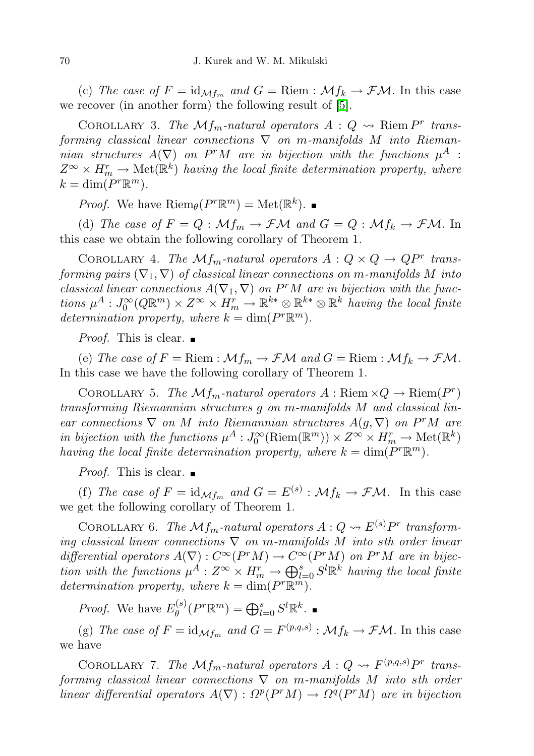(c) *The case of $F = \mathrm{id}_{\mathcal{M}f_m}$ and $G = \mathrm{Riem} : \mathcal{M}f_k \to \mathcal{FM}$.* In this case we recover (in another form) the following result of [5].

COROLLARY 3. *The $\mathcal{M}f_m$-natural operators $A : Q \rightsquigarrow \mathrm{Riem}\, P^r$ transforming classical linear connections $\nabla$ on $m$-manifolds $M$ into Riemannian structures $A(\nabla)$ on $P^rM$ are in bijection with the functions $\mu^A : Z^\infty \times H^r_m \to \mathrm{Met}(\mathbb{R}^k)$ having the local finite determination property, where $k = \dim(P^r\mathbb{R}^m)$.*

*Proof.* We have $\mathrm{Riem}_\theta(P^r\mathbb{R}^m) = \mathrm{Met}(\mathbb{R}^k)$. ∎

(d) *The case of $F = Q : \mathcal{M}f_m \to \mathcal{FM}$ and $G = Q : \mathcal{M}f_k \to \mathcal{FM}$.* In this case we obtain the following corollary of Theorem 1.

COROLLARY 4. *The $\mathcal{M}f_m$-natural operators $A : Q \times Q \to QP^r$ transforming pairs $(\nabla_1, \nabla)$ of classical linear connections on $m$-manifolds $M$ into classical linear connections $A(\nabla_1, \nabla)$ on $P^rM$ are in bijection with the functions $\mu^A : J^\infty_0(Q\mathbb{R}^m) \times Z^\infty \times H^r_m \to \mathbb{R}^{k*} \otimes \mathbb{R}^{k*} \otimes \mathbb{R}^k$ having the local finite determination property, where $k = \dim(P^r\mathbb{R}^m)$.*

*Proof.* This is clear. ∎

(e) *The case of $F = \mathrm{Riem} : \mathcal{M}f_m \to \mathcal{FM}$ and $G = \mathrm{Riem} : \mathcal{M}f_k \to \mathcal{FM}$.* In this case we have the following corollary of Theorem 1.

COROLLARY 5. *The $\mathcal{M}f_m$-natural operators $A : \mathrm{Riem} \times Q \to \mathrm{Riem}(P^r)$ transforming Riemannian structures $g$ on $m$-manifolds $M$ and classical linear connections $\nabla$ on $M$ into Riemannian structures $A(g, \nabla)$ on $P^rM$ are in bijection with the functions $\mu^A : J^\infty_0(\mathrm{Riem}(\mathbb{R}^m)) \times Z^\infty \times H^r_m \to \mathrm{Met}(\mathbb{R}^k)$ having the local finite determination property, where $k = \dim(P^r\mathbb{R}^m)$.*

*Proof.* This is clear. ∎

(f) *The case of $F = \mathrm{id}_{\mathcal{M}f_m}$ and $G = E^{(s)} : \mathcal{M}f_k \to \mathcal{FM}$.* In this case we get the following corollary of Theorem 1.

COROLLARY 6. *The $\mathcal{M}f_m$-natural operators $A : Q \rightsquigarrow E^{(s)}P^r$ transforming classical linear connections $\nabla$ on $m$-manifolds $M$ into $s$th order linear differential operators $A(\nabla) : C^\infty(P^rM) \to C^\infty(P^rM)$ on $P^rM$ are in bijection with the functions $\mu^A : Z^\infty \times H^r_m \to \bigoplus_{l=0}^s S^l\mathbb{R}^k$ having the local finite determination property, where $k = \dim(P^r\mathbb{R}^m)$.*

*Proof.* We have $E^{(s)}_\theta(P^r\mathbb{R}^m) = \bigoplus_{l=0}^s S^l\mathbb{R}^k$. ∎

(g) *The case of $F = \mathrm{id}_{\mathcal{M}f_m}$ and $G = F^{(p,q,s)} : \mathcal{M}f_k \to \mathcal{FM}$.* In this case we have

COROLLARY 7. *The $\mathcal{M}f_m$-natural operators $A : Q \rightsquigarrow F^{(p,q,s)}P^r$ transforming classical linear connections $\nabla$ on $m$-manifolds $M$ into $s$th order linear differential operators $A(\nabla) : \Omega^p(P^rM) \to \Omega^q(P^rM)$ are in bijection*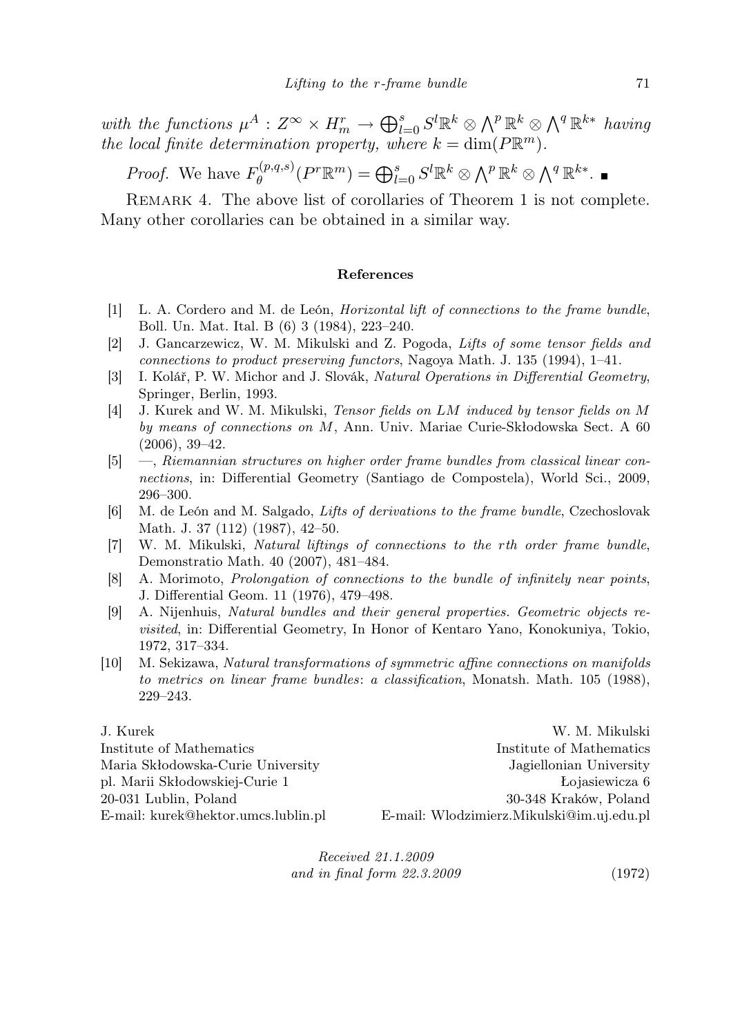*with the functions* $\mu^A : Z^\infty \times H^r_m \to \bigoplus_{l=0}^s S^l\mathbb{R}^k \otimes \bigwedge^p \mathbb{R}^k \otimes \bigwedge^q \mathbb{R}^{k*}$ *having the local finite determination property, where* $k = \dim(P\mathbb{R}^m)$.

*Proof.* We have $F_\theta^{(p,q,s)}(P^r\mathbb{R}^m) = \bigoplus_{l=0}^s S^l\mathbb{R}^k \otimes \bigwedge^p \mathbb{R}^k \otimes \bigwedge^q \mathbb{R}^{k*}$. ∎

Remark 4. The above list of corollaries of Theorem 1 is not complete. Many other corollaries can be obtained in a similar way.

## References

[1] L. A. Cordero and M. de León, *Horizontal lift of connections to the frame bundle*, Boll. Un. Mat. Ital. B (6) 3 (1984), 223–240.

[2] J. Gancarzewicz, W. M. Mikulski and Z. Pogoda, *Lifts of some tensor fields and connections to product preserving functors*, Nagoya Math. J. 135 (1994), 1–41.

[3] I. Kolář, P. W. Michor and J. Slovák, *Natural Operations in Differential Geometry*, Springer, Berlin, 1993.

[4] J. Kurek and W. M. Mikulski, *Tensor fields on* $LM$ *induced by tensor fields on* $M$ *by means of connections on* $M$, Ann. Univ. Mariae Curie-Skłodowska Sect. A 60 (2006), 39–42.

[5] —, *Riemannian structures on higher order frame bundles from classical linear connections*, in: Differential Geometry (Santiago de Compostela), World Sci., 2009, 296–300.

[6] M. de León and M. Salgado, *Lifts of derivations to the frame bundle*, Czechoslovak Math. J. 37 (112) (1987), 42–50.

[7] W. M. Mikulski, *Natural liftings of connections to the rth order frame bundle*, Demonstratio Math. 40 (2007), 481–484.

[8] A. Morimoto, *Prolongation of connections to the bundle of infinitely near points*, J. Differential Geom. 11 (1976), 479–498.

[9] A. Nijenhuis, *Natural bundles and their general properties. Geometric objects revisited*, in: Differential Geometry, In Honor of Kentaro Yano, Konokuniya, Tokio, 1972, 317–334.

[10] M. Sekizawa, *Natural transformations of symmetric affine connections on manifolds to metrics on linear frame bundles*: *a classification*, Monatsh. Math. 105 (1988), 229–243.

J. Kurek
Institute of Mathematics
Maria Skłodowska-Curie University
pl. Marii Skłodowskiej-Curie 1
20-031 Lublin, Poland
E-mail: kurek@hektor.umcs.lublin.pl

W. M. Mikulski
Institute of Mathematics
Jagiellonian University
Łojasiewicza 6
30-348 Kraków, Poland
E-mail: Wlodzimierz.Mikulski@im.uj.edu.pl

*Received 21.1.2009*
*and in final form 22.3.2009* (1972)